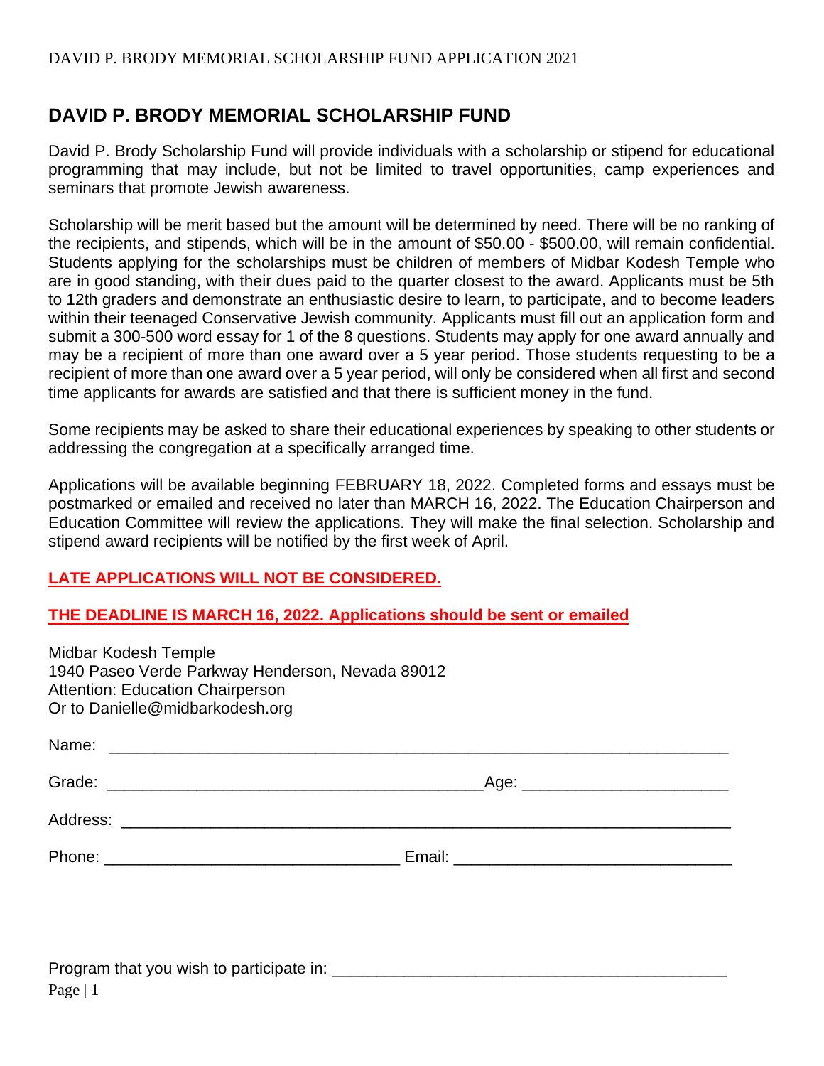# DAVID P. BRODY MEMORIAL SCHOLARSHIP FUND

David P. Brody Scholarship Fund will provide individuals with a scholarship or stipend for educational programming that may include, but not be limited to travel opportunities, camp experiences and seminars that promote Jewish awareness.

Scholarship will be merit based but the amount will be determined by need. There will be no ranking of the recipients, and stipends, which will be in the amount of $50.00 - $500.00, will remain confidential. Students applying for the scholarships must be children of members of Midbar Kodesh Temple who are in good standing, with their dues paid to the quarter closest to the award. Applicants must be 5th to 12th graders and demonstrate an enthusiastic desire to learn, to participate, and to become leaders within their teenaged Conservative Jewish community. Applicants must fill out an application form and submit a 300-500 word essay for 1 of the 8 questions. Students may apply for one award annually and may be a recipient of more than one award over a 5 year period. Those students requesting to be a recipient of more than one award over a 5 year period, will only be considered when all first and second time applicants for awards are satisfied and that there is sufficient money in the fund.

Some recipients may be asked to share their educational experiences by speaking to other students or addressing the congregation at a specifically arranged time.

Applications will be available beginning FEBRUARY 18, 2022. Completed forms and essays must be postmarked or emailed and received no later than MARCH 16, 2022. The Education Chairperson and Education Committee will review the applications. They will make the final selection. Scholarship and stipend award recipients will be notified by the first week of April.

**LATE APPLICATIONS WILL NOT BE CONSIDERED.**

**THE DEADLINE IS MARCH 16, 2022. Applications should be sent or emailed**

Midbar Kodesh Temple
1940 Paseo Verde Parkway Henderson, Nevada 89012
Attention: Education Chairperson
Or to Danielle@midbarkodesh.org

Name: ___________________________________________________________________

Grade: ________________________________________Age: _____________________

Address: _________________________________________________________________

Phone: ________________________________ Email: ____________________________

Program that you wish to participate in: ___________________________________________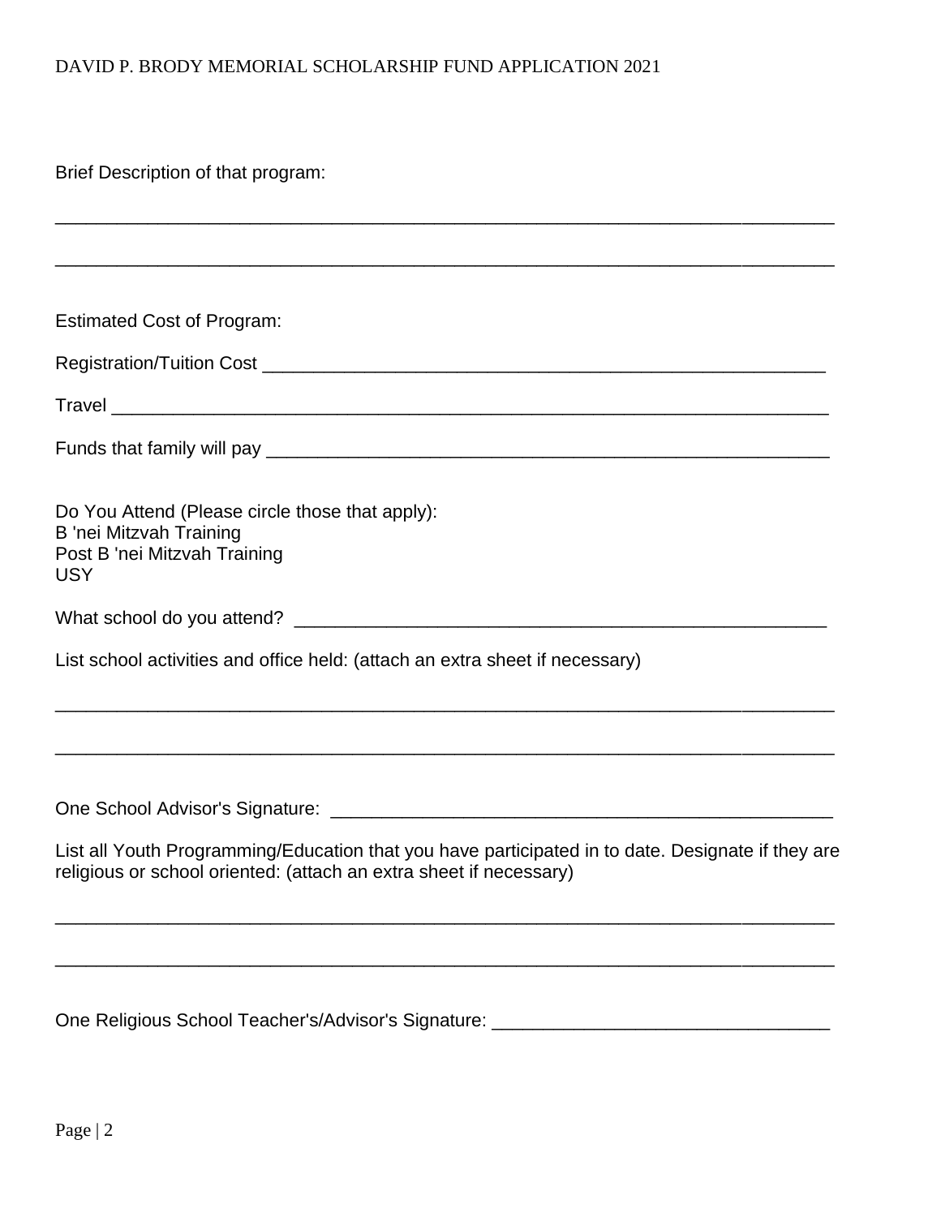Brief Description of that program:

\_\_\_\_\_\_\_\_\_\_\_\_\_\_\_\_\_\_\_\_\_\_\_\_\_\_\_\_\_\_\_\_\_\_\_\_\_\_\_\_\_\_\_\_\_\_\_\_\_\_\_\_\_\_\_\_\_\_\_\_\_\_\_\_\_\_\_\_\_\_\_\_

\_\_\_\_\_\_\_\_\_\_\_\_\_\_\_\_\_\_\_\_\_\_\_\_\_\_\_\_\_\_\_\_\_\_\_\_\_\_\_\_\_\_\_\_\_\_\_\_\_\_\_\_\_\_\_\_\_\_\_\_\_\_\_\_\_\_\_\_\_\_\_\_

Estimated Cost of Program:

Registration/Tuition Cost \_\_\_\_\_\_\_\_\_\_\_\_\_\_\_\_\_\_\_\_\_\_\_\_\_\_\_\_\_\_\_\_\_\_\_\_\_\_\_\_\_\_\_\_\_\_\_\_\_\_

Travel \_\_\_\_\_\_\_\_\_\_\_\_\_\_\_\_\_\_\_\_\_\_\_\_\_\_\_\_\_\_\_\_\_\_\_\_\_\_\_\_\_\_\_\_\_\_\_\_\_\_\_\_\_\_\_\_\_\_\_\_\_\_\_\_

Funds that family will pay \_\_\_\_\_\_\_\_\_\_\_\_\_\_\_\_\_\_\_\_\_\_\_\_\_\_\_\_\_\_\_\_\_\_\_\_\_\_\_\_\_\_\_\_\_\_\_\_\_\_

Do You Attend (Please circle those that apply):
B 'nei Mitzvah Training
Post B 'nei Mitzvah Training
USY

What school do you attend? \_\_\_\_\_\_\_\_\_\_\_\_\_\_\_\_\_\_\_\_\_\_\_\_\_\_\_\_\_\_\_\_\_\_\_\_\_\_\_\_\_\_\_\_\_\_\_\_\_\_

List school activities and office held: (attach an extra sheet if necessary)

\_\_\_\_\_\_\_\_\_\_\_\_\_\_\_\_\_\_\_\_\_\_\_\_\_\_\_\_\_\_\_\_\_\_\_\_\_\_\_\_\_\_\_\_\_\_\_\_\_\_\_\_\_\_\_\_\_\_\_\_\_\_\_\_\_\_\_\_\_\_\_\_

\_\_\_\_\_\_\_\_\_\_\_\_\_\_\_\_\_\_\_\_\_\_\_\_\_\_\_\_\_\_\_\_\_\_\_\_\_\_\_\_\_\_\_\_\_\_\_\_\_\_\_\_\_\_\_\_\_\_\_\_\_\_\_\_\_\_\_\_\_\_\_\_

One School Advisor's Signature: \_\_\_\_\_\_\_\_\_\_\_\_\_\_\_\_\_\_\_\_\_\_\_\_\_\_\_\_\_\_\_\_\_\_\_\_\_\_\_\_\_\_\_\_\_\_\_

List all Youth Programming/Education that you have participated in to date. Designate if they are religious or school oriented: (attach an extra sheet if necessary)

\_\_\_\_\_\_\_\_\_\_\_\_\_\_\_\_\_\_\_\_\_\_\_\_\_\_\_\_\_\_\_\_\_\_\_\_\_\_\_\_\_\_\_\_\_\_\_\_\_\_\_\_\_\_\_\_\_\_\_\_\_\_\_\_\_\_\_\_\_\_\_\_

\_\_\_\_\_\_\_\_\_\_\_\_\_\_\_\_\_\_\_\_\_\_\_\_\_\_\_\_\_\_\_\_\_\_\_\_\_\_\_\_\_\_\_\_\_\_\_\_\_\_\_\_\_\_\_\_\_\_\_\_\_\_\_\_\_\_\_\_\_\_\_\_

One Religious School Teacher's/Advisor's Signature: \_\_\_\_\_\_\_\_\_\_\_\_\_\_\_\_\_\_\_\_\_\_\_\_\_\_\_\_\_\_\_\_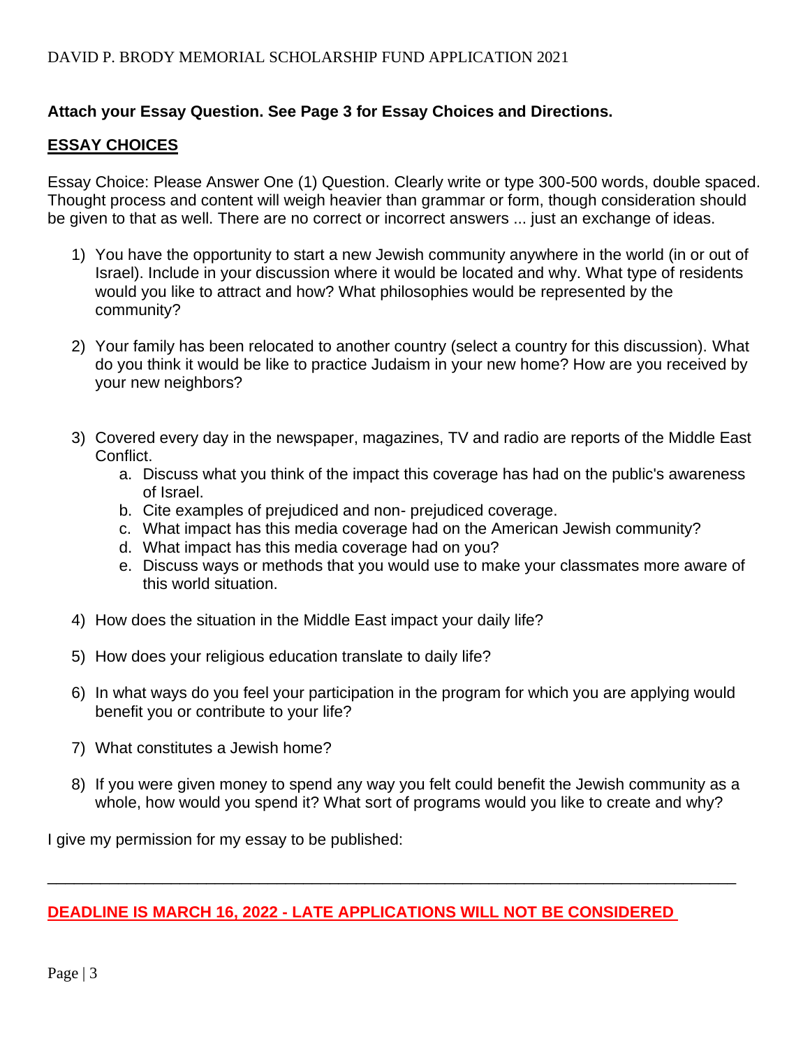**Attach your Essay Question. See Page 3 for Essay Choices and Directions.**

## ESSAY CHOICES

Essay Choice: Please Answer One (1) Question. Clearly write or type 300-500 words, double spaced. Thought process and content will weigh heavier than grammar or form, though consideration should be given to that as well. There are no correct or incorrect answers ... just an exchange of ideas.

1) You have the opportunity to start a new Jewish community anywhere in the world (in or out of Israel). Include in your discussion where it would be located and why. What type of residents would you like to attract and how? What philosophies would be represented by the community?

2) Your family has been relocated to another country (select a country for this discussion). What do you think it would be like to practice Judaism in your new home? How are you received by your new neighbors?

3) Covered every day in the newspaper, magazines, TV and radio are reports of the Middle East Conflict.
   a. Discuss what you think of the impact this coverage has had on the public's awareness of Israel.
   b. Cite examples of prejudiced and non- prejudiced coverage.
   c. What impact has this media coverage had on the American Jewish community?
   d. What impact has this media coverage had on you?
   e. Discuss ways or methods that you would use to make your classmates more aware of this world situation.

4) How does the situation in the Middle East impact your daily life?

5) How does your religious education translate to daily life?

6) In what ways do you feel your participation in the program for which you are applying would benefit you or contribute to your life?

7) What constitutes a Jewish home?

8) If you were given money to spend any way you felt could benefit the Jewish community as a whole, how would you spend it? What sort of programs would you like to create and why?

I give my permission for my essay to be published:

\_\_\_\_\_\_\_\_\_\_\_\_\_\_\_\_\_\_\_\_\_\_\_\_\_\_\_\_\_\_\_\_\_\_\_\_\_\_\_\_\_\_\_\_\_\_\_\_\_\_\_\_\_\_\_\_\_\_\_\_\_\_\_\_\_\_\_\_\_\_

**DEADLINE IS MARCH 16, 2022 - LATE APPLICATIONS WILL NOT BE CONSIDERED**